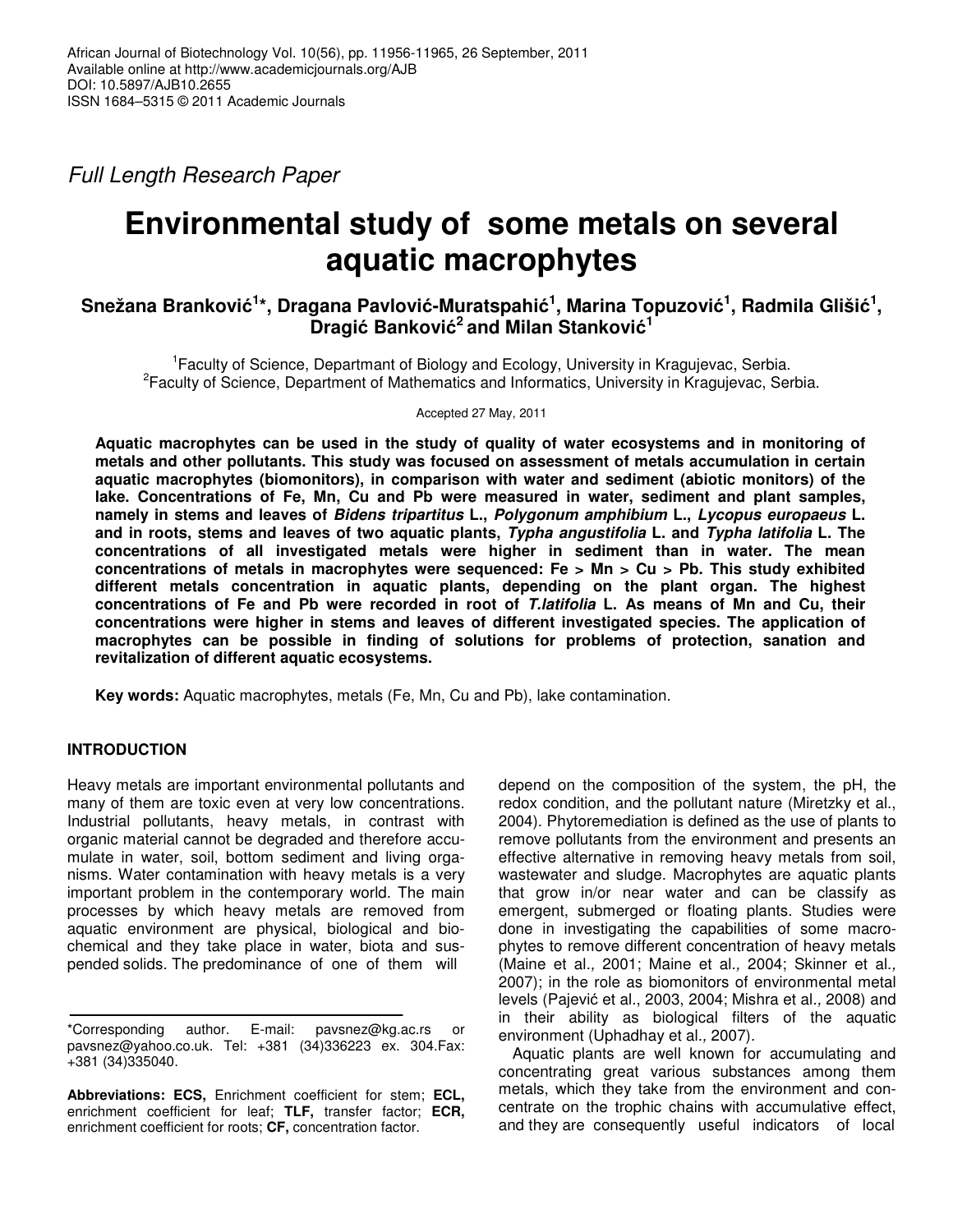Full Length Research Paper

# Environmental study of some metals on several aquatic macrophytes

**Snežana Branković[1]*, Dragana Pavlović-Muratspahić[1], Marina Topuzović[1], Radmila Glišić[1], Dragić Banković[2] and Milan Stanković[1]**

[1]Faculty of Science, Departmant of Biology and Ecology, University in Kragujevac, Serbia.
[2]Faculty of Science, Department of Mathematics and Informatics, University in Kragujevac, Serbia.

Accepted 27 May, 2011

**Aquatic macrophytes can be used in the study of quality of water ecosystems and in monitoring of metals and other pollutants. This study was focused on assessment of metals accumulation in certain aquatic macrophytes (biomonitors), in comparison with water and sediment (abiotic monitors) of the lake. Concentrations of Fe, Mn, Cu and Pb were measured in water, sediment and plant samples, namely in stems and leaves of *Bidens tripartitus* L., *Polygonum amphibium* L., *Lycopus europaeus* L. and in roots, stems and leaves of two aquatic plants, *Typha angustifolia* L. and *Typha latifolia* L. The concentrations of all investigated metals were higher in sediment than in water. The mean concentrations of metals in macrophytes were sequenced: Fe > Mn > Cu > Pb. This study exhibited different metals concentration in aquatic plants, depending on the plant organ. The highest concentrations of Fe and Pb were recorded in root of *T.latifolia* L. As means of Mn and Cu, their concentrations were higher in stems and leaves of different investigated species. The application of macrophytes can be possible in finding of solutions for problems of protection, sanation and revitalization of different aquatic ecosystems.**

**Key words:** Aquatic macrophytes, metals (Fe, Mn, Cu and Pb), lake contamination.

## INTRODUCTION

Heavy metals are important environmental pollutants and many of them are toxic even at very low concentrations. Industrial pollutants, heavy metals, in contrast with organic material cannot be degraded and therefore accumulate in water, soil, bottom sediment and living organisms. Water contamination with heavy metals is a very important problem in the contemporary world. The main processes by which heavy metals are removed from aquatic environment are physical, biological and biochemical and they take place in water, biota and suspended solids. The predominance of one of them will depend on the composition of the system, the pH, the redox condition, and the pollutant nature (Miretzky et al., 2004). Phytoremediation is defined as the use of plants to remove pollutants from the environment and presents an effective alternative in removing heavy metals from soil, wastewater and sludge. Macrophytes are aquatic plants that grow in/or near water and can be classify as emergent, submerged or floating plants. Studies were done in investigating the capabilities of some macrophytes to remove different concentration of heavy metals (Maine et al*.,* 2001; Maine et al*.,* 2004; Skinner et al*.,* 2007); in the role as biomonitors of environmental metal levels (Pajević et al., 2003, 2004; Mishra et al*.,* 2008) and in their ability as biological filters of the aquatic environment (Uphadhay et al*.,* 2007).

Aquatic plants are well known for accumulating and concentrating great various substances among them metals, which they take from the environment and concentrate on the trophic chains with accumulative effect, and they are consequently useful indicators of local

*Corresponding author. E-mail: pavsnez@kg.ac.rs or pavsnez@yahoo.co.uk. Tel: +381 (34)336223 ex. 304.Fax: +381 (34)335040.

**Abbreviations: ECS,** Enrichment coefficient for stem; **ECL,** enrichment coefficient for leaf; **TLF,** transfer factor; **ECR,** enrichment coefficient for roots; **CF,** concentration factor.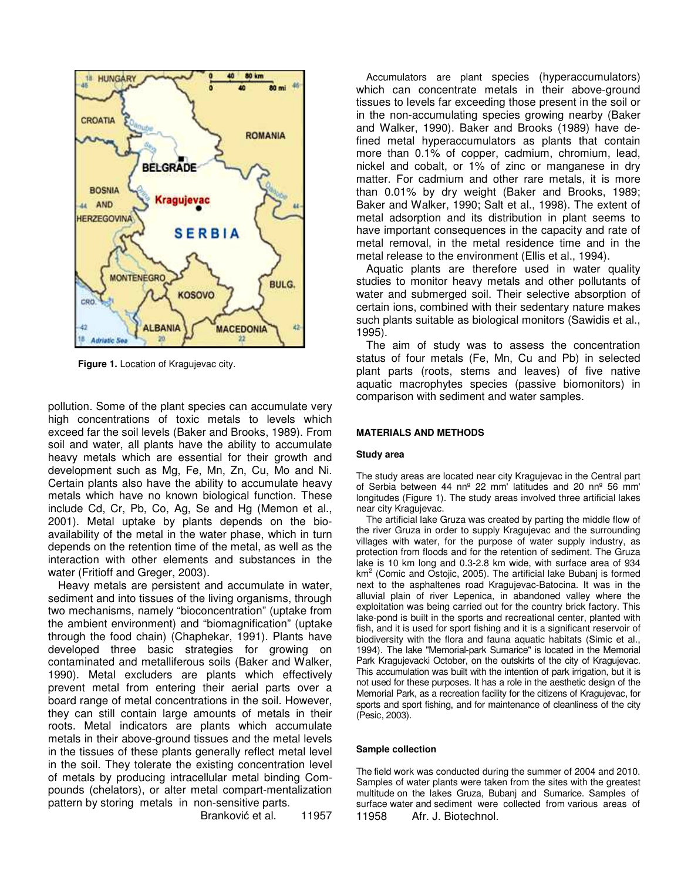Figure 1. Location of Kragujevac city.

pollution. Some of the plant species can accumulate very high concentrations of toxic metals to levels which exceed far the soil levels (Baker and Brooks, 1989). From soil and water, all plants have the ability to accumulate heavy metals which are essential for their growth and development such as Mg, Fe, Mn, Zn, Cu, Mo and Ni. Certain plants also have the ability to accumulate heavy metals which have no known biological function. These include Cd, Cr, Pb, Co, Ag, Se and Hg (Memon et al., 2001). Metal uptake by plants depends on the bioavailability of the metal in the water phase, which in turn depends on the retention time of the metal, as well as the interaction with other elements and substances in the water (Fritioff and Greger, 2003).

Heavy metals are persistent and accumulate in water, sediment and into tissues of the living organisms, through two mechanisms, namely "bioconcentration" (uptake from the ambient environment) and "biomagnification" (uptake through the food chain) (Chaphekar, 1991). Plants have developed three basic strategies for growing on contaminated and metalliferous soils (Baker and Walker, 1990). Metal excluders are plants which effectively prevent metal from entering their aerial parts over a board range of metal concentrations in the soil. However, they can still contain large amounts of metals in their roots. Metal indicators are plants which accumulate metals in their above-ground tissues and the metal levels in the tissues of these plants generally reflect metal level in the soil. They tolerate the existing concentration level of metals by producing intracellular metal binding Compounds (chelators), or alter metal compart-mentalization pattern by storing metals in non-sensitive parts.

Accumulators are plant species (hyperaccumulators) which can concentrate metals in their above-ground tissues to levels far exceeding those present in the soil or in the non-accumulating species growing nearby (Baker and Walker, 1990). Baker and Brooks (1989) have defined metal hyperaccumulators as plants that contain more than 0.1% of copper, cadmium, chromium, lead, nickel and cobalt, or 1% of zinc or manganese in dry matter. For cadmium and other rare metals, it is more than 0.01% by dry weight (Baker and Brooks, 1989; Baker and Walker, 1990; Salt et al., 1998). The extent of metal adsorption and its distribution in plant seems to have important consequences in the capacity and rate of metal removal, in the metal residence time and in the metal release to the environment (Ellis et al., 1994).

Aquatic plants are therefore used in water quality studies to monitor heavy metals and other pollutants of water and submerged soil. Their selective absorption of certain ions, combined with their sedentary nature makes such plants suitable as biological monitors (Sawidis et al., 1995).

The aim of study was to assess the concentration status of four metals (Fe, Mn, Cu and Pb) in selected plant parts (roots, stems and leaves) of five native aquatic macrophytes species (passive biomonitors) in comparison with sediment and water samples.

## MATERIALS AND METHODS

### Study area

The study areas are located near city Kragujevac in the Central part of Serbia between 44 nnº 22 mm' latitudes and 20 nnº 56 mm' longitudes (Figure 1). The study areas involved three artificial lakes near city Kragujevac.

The artificial lake Gruza was created by parting the middle flow of the river Gruza in order to supply Kragujevac and the surrounding villages with water, for the purpose of water supply industry, as protection from floods and for the retention of sediment. The Gruza lake is 10 km long and 0.3-2.8 km wide, with surface area of 934 km$^2$ (Comic and Ostojic, 2005). The artificial lake Bubanj is formed next to the asphaltenes road Kragujevac-Batocina. It was in the alluvial plain of river Lepenica, in abandoned valley where the exploitation was being carried out for the country brick factory. This lake-pond is built in the sports and recreational center, planted with fish, and it is used for sport fishing and it is a significant reservoir of biodiversity with the flora and fauna aquatic habitats (Simic et al., 1994). The lake "Memorial-park Sumarice" is located in the Memorial Park Kragujevacki October, on the outskirts of the city of Kragujevac. This accumulation was built with the intention of park irrigation, but it is not used for these purposes. It has a role in the aesthetic design of the Memorial Park, as a recreation facility for the citizens of Kragujevac, for sports and sport fishing, and for maintenance of cleanliness of the city (Pesic, 2003).

### Sample collection

The field work was conducted during the summer of 2004 and 2010. Samples of water plants were taken from the sites with the greatest multitude on the lakes Gruza, Bubanj and Sumarice. Samples of surface water and sediment were collected from various areas of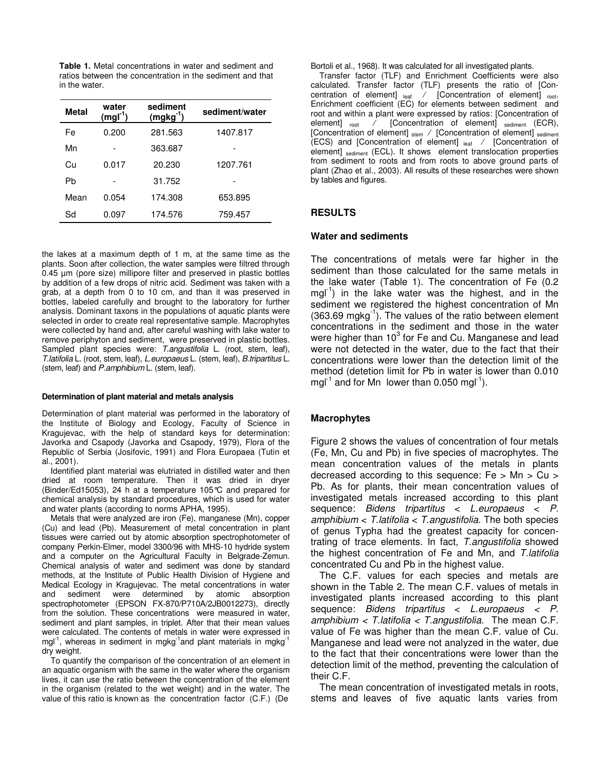**Table 1.** Metal concentrations in water and sediment and ratios between the concentration in the sediment and that in the water.

| Metal | water ($mgl^{-1}$) | sediment ($mgkg^{-1}$) | sediment/water |
|---|---|---|---|
| Fe | 0.200 | 281.563 | 1407.817 |
| Mn | - | 363.687 | - |
| Cu | 0.017 | 20.230 | 1207.761 |
| Pb | - | 31.752 | - |
| Mean | 0.054 | 174.308 | 653.895 |
| Sd | 0.097 | 174.576 | 759.457 |

the lakes at a maximum depth of 1 m, at the same time as the plants. Soon after collection, the water samples were filtred through 0.45 µm (pore size) millipore filter and preserved in plastic bottles by addition of a few drops of nitric acid. Sediment was taken with a grab, at a depth from 0 to 10 cm, and than it was preserved in bottles, labeled carefully and brought to the laboratory for further analysis. Dominant taxons in the populations of aquatic plants were selected in order to create real representative sample. Macrophytes were collected by hand and, after careful washing with lake water to remove periphyton and sediment, were preserved in plastic bottles. Sampled plant species were: *T.angustifolia* L. (root, stem, leaf), *T.latifolia* L. (root, stem, leaf), *L.europaeus* L. (stem, leaf), *B.tripartitus* L. (stem, leaf) and *P.amphibium* L. (stem, leaf).

#### Determination of plant material and metals analysis

Determination of plant material was performed in the laboratory of the Institute of Biology and Ecology, Faculty of Science in Kragujevac, with the help of standard keys for determination: Javorka and Csapody (Javorka and Csapody, 1979), Flora of the Republic of Serbia (Josifovic, 1991) and Flora Europaea (Tutin et al., 2001).

Identified plant material was elutriated in distilled water and then dried at room temperature. Then it was dried in dryer (Binder/Ed15053), 24 h at a temperature 105°C and prepared for chemical analysis by standard procedures, which is used for water and water plants (according to norms APHA, 1995).

Metals that were analyzed are iron (Fe), manganese (Mn), copper (Cu) and lead (Pb). Measurement of metal concentration in plant tissues were carried out by atomic absorption spectrophotometer of company Perkin-Elmer, model 3300/96 with MHS-10 hydride system and a computer on the Agricultural Faculty in Belgrade-Zemun. Chemical analysis of water and sediment was done by standard methods, at the Institute of Public Health Division of Hygiene and Medical Ecology in Kragujevac. The metal concentrations in water and sediment were determined by atomic absorption spectrophotometer (EPSON FX-870/P710A/2JB0012273), directly from the solution. These concentrations were measured in water, sediment and plant samples, in triplet. After that their mean values were calculated. The contents of metals in water were expressed in $mgl^{-1}$, whereas in sediment in $mgkg^{-1}$ and plant materials in $mgkg^{-1}$ dry weight.

To quantify the comparison of the concentration of an element in an aquatic organism with the same in the water where the organism lives, it can use the ratio between the concentration of the element in the organism (related to the wet weight) and in the water. The value of this ratio is known as the concentration factor (C.F.) (De Bortoli et al., 1968). It was calculated for all investigated plants.

Transfer factor (TLF) and Enrichment Coefficients were also calculated. Transfer factor (TLF) presents the ratio of [Concentration of element]$_{leaf}$ / [Concentration of element]$_{root}$. Enrichment coefficient (EC) for elements between sediment and root and within a plant were expressed by ratios: [Concentration of element]$_{root}$ / [Concentration of element]$_{sediment}$ (ECR), [Concentration of element]$_{stem}$ / [Concentration of element]$_{sediment}$ (ECS) and [Concentration of element]$_{leaf}$ / [Concentration of element]$_{sediment}$ (ECL). It shows element translocation properties from sediment to roots and from roots to above ground parts of plant (Zhao et al., 2003). All results of these researches were shown by tables and figures.

## RESULTS

### Water and sediments

The concentrations of metals were far higher in the sediment than those calculated for the same metals in the lake water (Table 1). The concentration of Fe (0.2 $mgl^{-1}$) in the lake water was the highest, and in the sediment we registered the highest concentration of Mn (363.69 $mgkg^{-1}$). The values of the ratio between element concentrations in the sediment and those in the water were higher than $10^3$ for Fe and Cu. Manganese and lead were not detected in the water, due to the fact that their concentrations were lower than the detection limit of the method (detetion limit for Pb in water is lower than 0.010 $mgl^{-1}$ and for Mn lower than 0.050 $mgl^{-1}$).

### Macrophytes

Figure 2 shows the values of concentration of four metals (Fe, Mn, Cu and Pb) in five species of macrophytes. The mean concentration values of the metals in plants decreased according to this sequence: Fe > Mn > Cu > Pb. As for plants, their mean concentration values of investigated metals increased according to this plant sequence: *Bidens tripartitus* < *L.europaeus* < *P. amphibium* < *T.latifolia* < *T.angustifolia*. The both species of genus Typha had the greatest capacity for concentrating of trace elements. In fact, *T.angustifolia* showed the highest concentration of Fe and Mn, and *T.latifolia* concentrated Cu and Pb in the highest value.

The C.F. values for each species and metals are shown in the Table 2. The mean C.F. values of metals in investigated plants increased according to this plant sequence: *Bidens tripartitus* < *L.europaeus* < *P. amphibium* < *T.latifolia* < *T.angustifolia*. The mean C.F. value of Fe was higher than the mean C.F. value of Cu. Manganese and lead were not analyzed in the water, due to the fact that their concentrations were lower than the detection limit of the method, preventing the calculation of their C.F.

The mean concentration of investigated metals in roots, stems and leaves of five aquatic lants varies from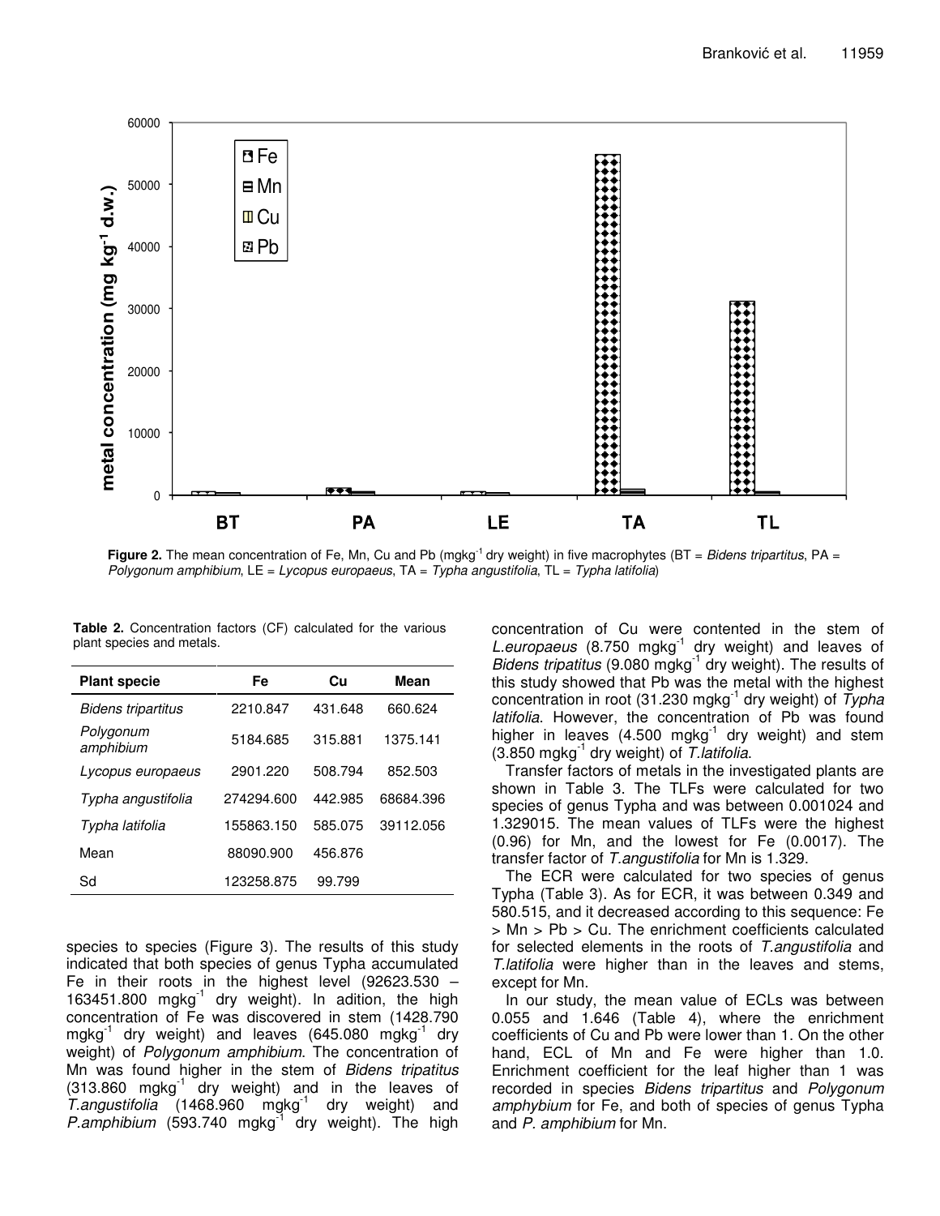**Figure 2.** The mean concentration of Fe, Mn, Cu and Pb ($mgkg^{-1}$ dry weight) in five macrophytes (BT = *Bidens tripartitus*, PA = *Polygonum amphibium*, LE = *Lycopus europaeus*, TA = *Typha angustifolia*, TL = *Typha latifolia*)

**Table 2.** Concentration factors (CF) calculated for the various plant species and metals.

| Plant specie | Fe | Cu | Mean |
|---|---|---|---|
| *Bidens tripartitus* | 2210.847 | 431.648 | 660.624 |
| *Polygonum amphibium* | 5184.685 | 315.881 | 1375.141 |
| *Lycopus europaeus* | 2901.220 | 508.794 | 852.503 |
| *Typha angustifolia* | 274294.600 | 442.985 | 68684.396 |
| *Typha latifolia* | 155863.150 | 585.075 | 39112.056 |
| Mean | 88090.900 | 456.876 | |
| Sd | 123258.875 | 99.799 | |

species to species (Figure 3). The results of this study indicated that both species of genus Typha accumulated Fe in their roots in the highest level (92623.530 – 163451.800 $mgkg^{-1}$ dry weight). In adition, the high concentration of Fe was discovered in stem (1428.790 $mgkg^{-1}$ dry weight) and leaves (645.080 $mgkg^{-1}$ dry weight) of *Polygonum amphibium*. The concentration of Mn was found higher in the stem of *Bidens tripatitus* (313.860 $mgkg^{-1}$ dry weight) and in the leaves of *T.angustifolia* (1468.960 $mgkg^{-1}$ dry weight) and *P.amphibium* (593.740 $mgkg^{-1}$ dry weight). The high concentration of Cu were contented in the stem of *L.europaeus* (8.750 $mgkg^{-1}$ dry weight) and leaves of *Bidens tripatitus* (9.080 $mgkg^{-1}$ dry weight). The results of this study showed that Pb was the metal with the highest concentration in root (31.230 $mgkg^{-1}$ dry weight) of *Typha latifolia*. However, the concentration of Pb was found higher in leaves (4.500 $mgkg^{-1}$ dry weight) and stem (3.850 $mgkg^{-1}$ dry weight) of *T.latifolia*.

Transfer factors of metals in the investigated plants are shown in Table 3. The TLFs were calculated for two species of genus Typha and was between 0.001024 and 1.329015. The mean values of TLFs were the highest (0.96) for Mn, and the lowest for Fe (0.0017). The transfer factor of *T.angustifolia* for Mn is 1.329.

The ECR were calculated for two species of genus Typha (Table 3). As for ECR, it was between 0.349 and 580.515, and it decreased according to this sequence: Fe > Mn > Pb > Cu. The enrichment coefficients calculated for selected elements in the roots of *T.angustifolia* and *T.latifolia* were higher than in the leaves and stems, except for Mn.

In our study, the mean value of ECLs was between 0.055 and 1.646 (Table 4), where the enrichment coefficients of Cu and Pb were lower than 1. On the other hand, ECL of Mn and Fe were higher than 1.0. Enrichment coefficient for the leaf higher than 1 was recorded in species *Bidens tripartitus* and *Polygonum amphybium* for Fe, and both of species of genus Typha and *P. amphibium* for Mn.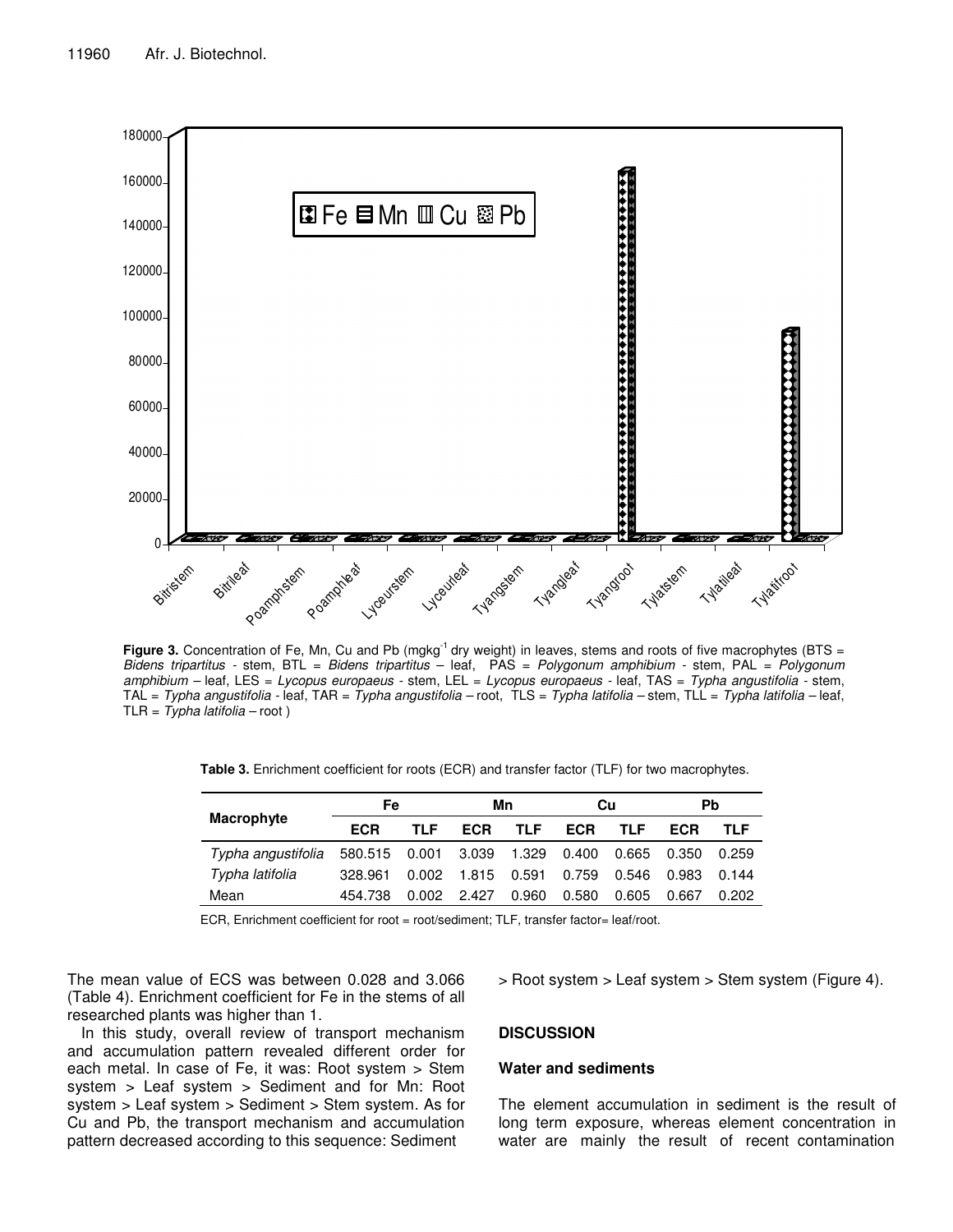**Figure 3.** Concentration of Fe, Mn, Cu and Pb (mgkg$^{-1}$ dry weight) in leaves, stems and roots of five macrophytes (BTS = *Bidens tripartitus* - stem, BTL = *Bidens tripartitus* – leaf, PAS = *Polygonum amphibium* - stem, PAL = *Polygonum amphibium* – leaf, LES = *Lycopus europaeus* - stem, LEL = *Lycopus europaeus* - leaf, TAS = *Typha angustifolia* - stem, TAL = *Typha angustifolia* - leaf, TAR = *Typha angustifolia* – root, TLS = *Typha latifolia* – stem, TLL = *Typha latifolia* – leaf, TLR = *Typha latifolia* – root )

**Table 3.** Enrichment coefficient for roots (ECR) and transfer factor (TLF) for two macrophytes.

| Macrophyte | Fe | | Mn | | Cu | | Pb | |
|---|---|---|---|---|---|---|---|---|
| | ECR | TLF | ECR | TLF | ECR | TLF | ECR | TLF |
| *Typha angustifolia* | 580.515 | 0.001 | 3.039 | 1.329 | 0.400 | 0.665 | 0.350 | 0.259 |
| *Typha latifolia* | 328.961 | 0.002 | 1.815 | 0.591 | 0.759 | 0.546 | 0.983 | 0.144 |
| Mean | 454.738 | 0.002 | 2.427 | 0.960 | 0.580 | 0.605 | 0.667 | 0.202 |

ECR, Enrichment coefficient for root = root/sediment; TLF, transfer factor= leaf/root.

The mean value of ECS was between 0.028 and 3.066 (Table 4). Enrichment coefficient for Fe in the stems of all researched plants was higher than 1.

In this study, overall review of transport mechanism and accumulation pattern revealed different order for each metal. In case of Fe, it was: Root system > Stem system > Leaf system > Sediment and for Mn: Root system > Leaf system > Sediment > Stem system. As for Cu and Pb, the transport mechanism and accumulation pattern decreased according to this sequence: Sediment > Root system > Leaf system > Stem system (Figure 4).

## DISCUSSION

### Water and sediments

The element accumulation in sediment is the result of long term exposure, whereas element concentration in water are mainly the result of recent contamination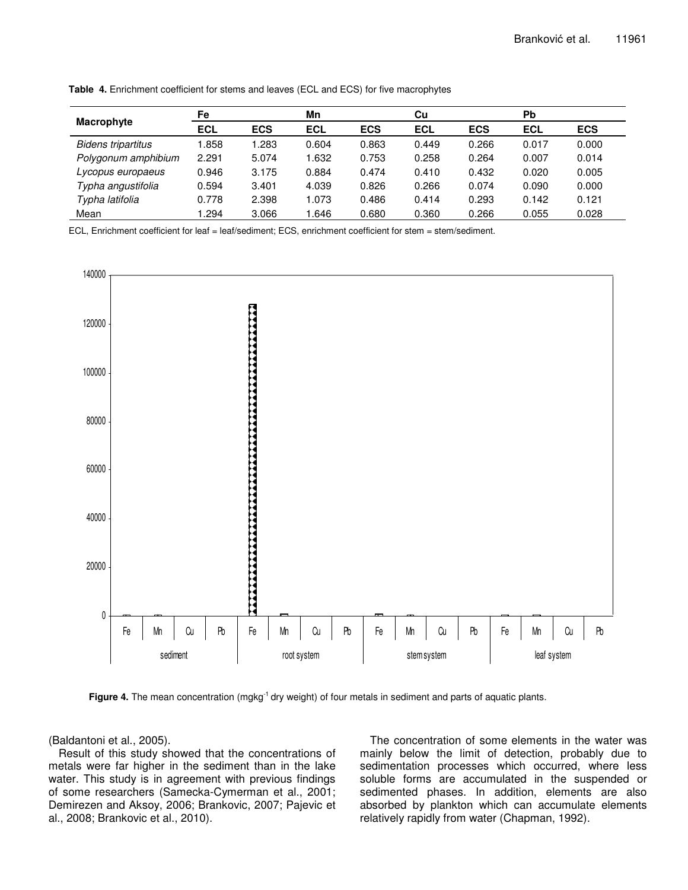**Table 4.** Enrichment coefficient for stems and leaves (ECL and ECS) for five macrophytes

| Macrophyte | Fe | | Mn | | Cu | | Pb | |
|---|---|---|---|---|---|---|---|---|
| | ECL | ECS | ECL | ECS | ECL | ECS | ECL | ECS |
| *Bidens tripartitus* | 1.858 | 1.283 | 0.604 | 0.863 | 0.449 | 0.266 | 0.017 | 0.000 |
| *Polygonum amphibium* | 2.291 | 5.074 | 1.632 | 0.753 | 0.258 | 0.264 | 0.007 | 0.014 |
| *Lycopus europaeus* | 0.946 | 3.175 | 0.884 | 0.474 | 0.410 | 0.432 | 0.020 | 0.005 |
| *Typha angustifolia* | 0.594 | 3.401 | 4.039 | 0.826 | 0.266 | 0.074 | 0.090 | 0.000 |
| *Typha latifolia* | 0.778 | 2.398 | 1.073 | 0.486 | 0.414 | 0.293 | 0.142 | 0.121 |
| Mean | 1.294 | 3.066 | 1.646 | 0.680 | 0.360 | 0.266 | 0.055 | 0.028 |

ECL, Enrichment coefficient for leaf = leaf/sediment; ECS, enrichment coefficient for stem = stem/sediment.

**Figure 4.** The mean concentration (mgkg$^{-1}$ dry weight) of four metals in sediment and parts of aquatic plants.

(Baldantoni et al., 2005).

Result of this study showed that the concentrations of metals were far higher in the sediment than in the lake water. This study is in agreement with previous findings of some researchers (Samecka-Cymerman et al., 2001; Demirezen and Aksoy, 2006; Brankovic, 2007; Pajevic et al., 2008; Brankovic et al., 2010).

The concentration of some elements in the water was mainly below the limit of detection, probably due to sedimentation processes which occurred, where less soluble forms are accumulated in the suspended or sedimented phases. In addition, elements are also absorbed by plankton which can accumulate elements relatively rapidly from water (Chapman, 1992).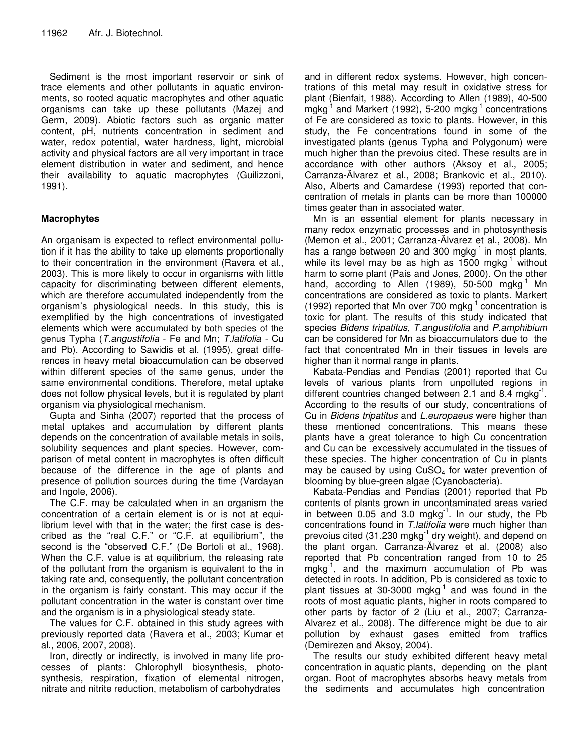Sediment is the most important reservoir or sink of trace elements and other pollutants in aquatic environments, so rooted aquatic macrophytes and other aquatic organisms can take up these pollutants (Mazej and Germ, 2009). Abiotic factors such as organic matter content, pH, nutrients concentration in sediment and water, redox potential, water hardness, light, microbial activity and physical factors are all very important in trace element distribution in water and sediment, and hence their availability to aquatic macrophytes (Guilizzoni, 1991).

## Macrophytes

An organisam is expected to reflect environmental pollution if it has the ability to take up elements proportionally to their concentration in the environment (Ravera et al., 2003). This is more likely to occur in organisms with little capacity for discriminating between different elements, which are therefore accumulated independently from the organism's physiological needs. In this study, this is exemplified by the high concentrations of investigated elements which were accumulated by both species of the genus Typha (*T.angustifolia* - Fe and Mn; *T.latifolia* - Cu and Pb). According to Sawidis et al. (1995), great differences in heavy metal bioaccumulation can be observed within different species of the same genus, under the same environmental conditions. Therefore, metal uptake does not follow physical levels, but it is regulated by plant organism via physiological mechanism.

Gupta and Sinha (2007) reported that the process of metal uptakes and accumulation by different plants depends on the concentration of available metals in soils, solubility sequences and plant species. However, comparison of metal content in macrophytes is often difficult because of the difference in the age of plants and presence of pollution sources during the time (Vardayan and Ingole, 2006).

The C.F. may be calculated when in an organism the concentration of a certain element is or is not at equilibrium level with that in the water; the first case is described as the "real C.F." or "C.F. at equilibrium", the second is the "observed C.F." (De Bortoli et al., 1968). When the C.F. value is at equilibrium, the releasing rate of the pollutant from the organism is equivalent to the in taking rate and, consequently, the pollutant concentration in the organism is fairly constant. This may occur if the pollutant concentration in the water is constant over time and the organism is in a physiological steady state.

The values for C.F. obtained in this study agrees with previously reported data (Ravera et al., 2003; Kumar et al., 2006, 2007, 2008).

Iron, directly or indirectly, is involved in many life processes of plants: Chlorophyll biosynthesis, photosynthesis, respiration, fixation of elemental nitrogen, nitrate and nitrite reduction, metabolism of carbohydrates and in different redox systems. However, high concentrations of this metal may result in oxidative stress for plant (Bienfait, 1988). According to Allen (1989), 40-500 $mgkg^{-1}$ and Markert (1992), 5-200 $mgkg^{-1}$ concentrations of Fe are considered as toxic to plants. However, in this study, the Fe concentrations found in some of the investigated plants (genus Typha and Polygonum) were much higher than the prevoius cited. These results are in accordance with other authors (Aksoy et al., 2005; Carranza-Ălvarez et al., 2008; Brankovic et al., 2010). Also, Alberts and Camardese (1993) reported that concentration of metals in plants can be more than 100000 times geater than in associated water.

Mn is an essential element for plants necessary in many redox enzymatic processes and in photosynthesis (Memon et al., 2001; Carranza-Ălvarez et al., 2008). Mn has a range between 20 and 300 $mgkg^{-1}$ in most plants, while its level may be as high as 1500 $mgkg^{-1}$ without harm to some plant (Pais and Jones, 2000). On the other hand, according to Allen (1989), 50-500 $mgkg^{-1}$ Mn concentrations are considered as toxic to plants. Markert (1992) reported that Mn over 700 $mgkg^{-1}$ concentration is toxic for plant. The results of this study indicated that species *Bidens tripatitus*, *T.angustifolia* and *P.amphibium* can be considered for Mn as bioaccumulators due to the fact that concentrated Mn in their tissues in levels are higher than it normal range in plants.

Kabata-Pendias and Pendias (2001) reported that Cu levels of various plants from unpolluted regions in different countries changed between 2.1 and 8.4 $mgkg^{-1}$. According to the results of our study, concentrations of Cu in *Bidens tripatitus* and *L.europaeus* were higher than these mentioned concentrations. This means these plants have a great tolerance to high Cu concentration and Cu can be excessively accumulated in the tissues of these species. The higher concentration of Cu in plants may be caused by using $CuSO_4$ for water prevention of blooming by blue-green algae (Cyanobacteria).

Kabata-Pendias and Pendias (2001) reported that Pb contents of plants grown in uncontaminated areas varied in between 0.05 and 3.0 $mgkg^{-1}$. In our study, the Pb concentrations found in *T.latifolia* were much higher than prevoius cited (31.230 $mgkg^{-1}$ dry weight), and depend on the plant organ. Carranza-Ălvarez et al. (2008) also reported that Pb concentration ranged from 10 to 25 $mgkg^{-1}$, and the maximum accumulation of Pb was detected in roots. In addition, Pb is considered as toxic to plant tissues at 30-3000 $mgkg^{-1}$ and was found in the roots of most aquatic plants, higher in roots compared to other parts by factor of 2 (Liu et al., 2007; Carranza-Alvarez et al., 2008). The difference might be due to air pollution by exhaust gases emitted from traffics (Demirezen and Aksoy, 2004).

The results our study exhibited different heavy metal concentration in aquatic plants, depending on the plant organ. Root of macrophytes absorbs heavy metals from the sediments and accumulates high concentration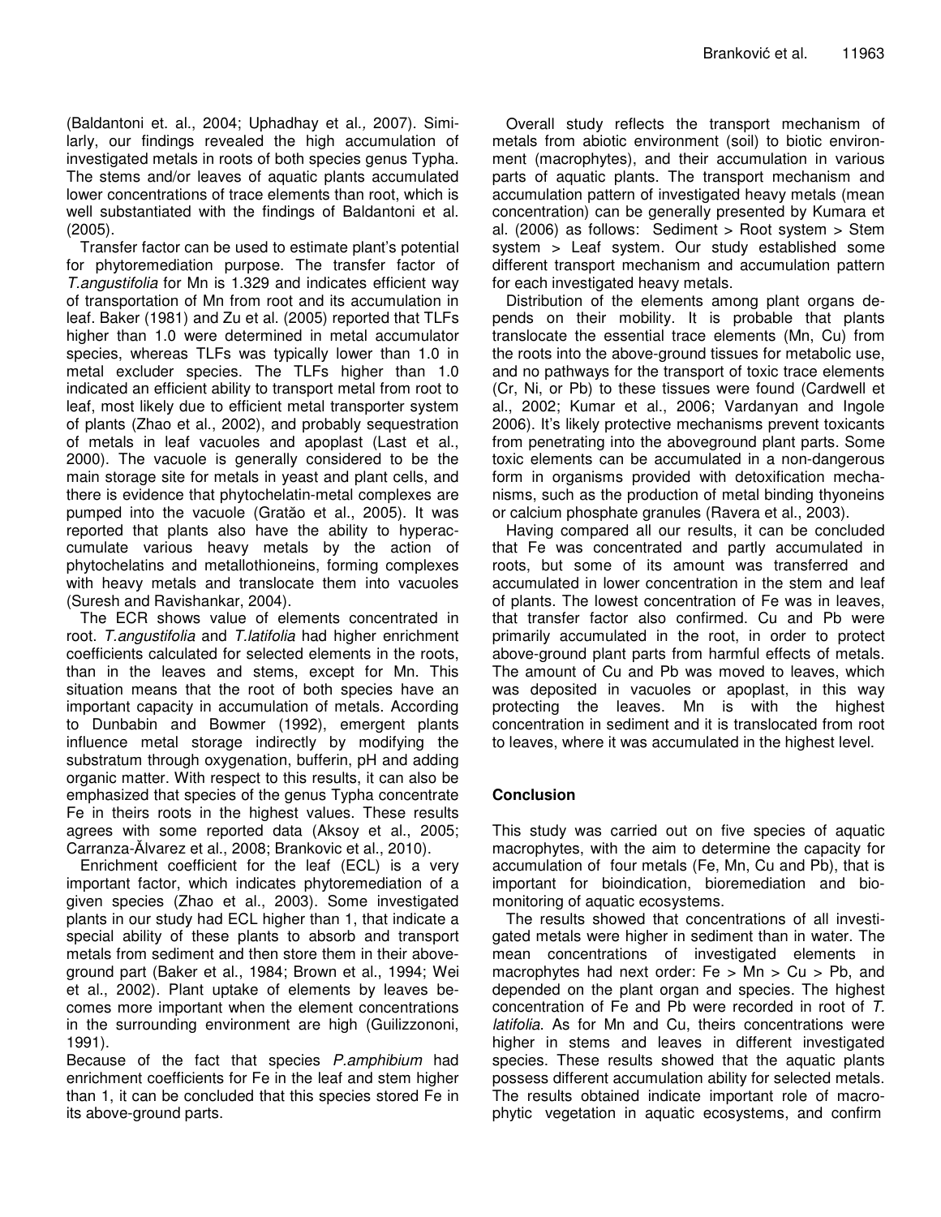(Baldantoni et. al., 2004; Uphadhay et al., 2007). Similarly, our findings revealed the high accumulation of investigated metals in roots of both species genus Typha. The stems and/or leaves of aquatic plants accumulated lower concentrations of trace elements than root, which is well substantiated with the findings of Baldantoni et al. (2005).

Transfer factor can be used to estimate plant's potential for phytoremediation purpose. The transfer factor of *T.angustifolia* for Mn is 1.329 and indicates efficient way of transportation of Mn from root and its accumulation in leaf. Baker (1981) and Zu et al. (2005) reported that TLFs higher than 1.0 were determined in metal accumulator species, whereas TLFs was typically lower than 1.0 in metal excluder species. The TLFs higher than 1.0 indicated an efficient ability to transport metal from root to leaf, most likely due to efficient metal transporter system of plants (Zhao et al., 2002), and probably sequestration of metals in leaf vacuoles and apoplast (Last et al., 2000). The vacuole is generally considered to be the main storage site for metals in yeast and plant cells, and there is evidence that phytochelatin-metal complexes are pumped into the vacuole (Gratǎo et al., 2005). It was reported that plants also have the ability to hyperaccumulate various heavy metals by the action of phytochelatins and metallothioneins, forming complexes with heavy metals and translocate them into vacuoles (Suresh and Ravishankar, 2004).

The ECR shows value of elements concentrated in root. *T.angustifolia* and *T.latifolia* had higher enrichment coefficients calculated for selected elements in the roots, than in the leaves and stems, except for Mn. This situation means that the root of both species have an important capacity in accumulation of metals. According to Dunbabin and Bowmer (1992), emergent plants influence metal storage indirectly by modifying the substratum through oxygenation, bufferin, pH and adding organic matter. With respect to this results, it can also be emphasized that species of the genus Typha concentrate Fe in theirs roots in the highest values. These results agrees with some reported data (Aksoy et al., 2005; Carranza-Ălvarez et al., 2008; Brankovic et al., 2010).

Enrichment coefficient for the leaf (ECL) is a very important factor, which indicates phytoremediation of a given species (Zhao et al., 2003). Some investigated plants in our study had ECL higher than 1, that indicate a special ability of these plants to absorb and transport metals from sediment and then store them in their above-ground part (Baker et al., 1984; Brown et al., 1994; Wei et al., 2002). Plant uptake of elements by leaves becomes more important when the element concentrations in the surrounding environment are high (Guilizzononi, 1991).

Because of the fact that species *P.amphibium* had enrichment coefficients for Fe in the leaf and stem higher than 1, it can be concluded that this species stored Fe in its above-ground parts.

Overall study reflects the transport mechanism of metals from abiotic environment (soil) to biotic environment (macrophytes), and their accumulation in various parts of aquatic plants. The transport mechanism and accumulation pattern of investigated heavy metals (mean concentration) can be generally presented by Kumara et al. (2006) as follows: Sediment > Root system > Stem system > Leaf system. Our study established some different transport mechanism and accumulation pattern for each investigated heavy metals.

Distribution of the elements among plant organs depends on their mobility. It is probable that plants translocate the essential trace elements (Mn, Cu) from the roots into the above-ground tissues for metabolic use, and no pathways for the transport of toxic trace elements (Cr, Ni, or Pb) to these tissues were found (Cardwell et al., 2002; Kumar et al., 2006; Vardanyan and Ingole 2006). It's likely protective mechanisms prevent toxicants from penetrating into the aboveground plant parts. Some toxic elements can be accumulated in a non-dangerous form in organisms provided with detoxification mechanisms, such as the production of metal binding thyoneins or calcium phosphate granules (Ravera et al., 2003).

Having compared all our results, it can be concluded that Fe was concentrated and partly accumulated in roots, but some of its amount was transferred and accumulated in lower concentration in the stem and leaf of plants. The lowest concentration of Fe was in leaves, that transfer factor also confirmed. Cu and Pb were primarily accumulated in the root, in order to protect above-ground plant parts from harmful effects of metals. The amount of Cu and Pb was moved to leaves, which was deposited in vacuoles or apoplast, in this way protecting the leaves. Mn is with the highest concentration in sediment and it is translocated from root to leaves, where it was accumulated in the highest level.

## Conclusion

This study was carried out on five species of aquatic macrophytes, with the aim to determine the capacity for accumulation of four metals (Fe, Mn, Cu and Pb), that is important for bioindication, bioremediation and biomonitoring of aquatic ecosystems.

The results showed that concentrations of all investigated metals were higher in sediment than in water. The mean concentrations of investigated elements in macrophytes had next order: Fe > Mn > Cu > Pb, and depended on the plant organ and species. The highest concentration of Fe and Pb were recorded in root of *T. latifolia*. As for Mn and Cu, theirs concentrations were higher in stems and leaves in different investigated species. These results showed that the aquatic plants possess different accumulation ability for selected metals. The results obtained indicate important role of macrophytic vegetation in aquatic ecosystems, and confirm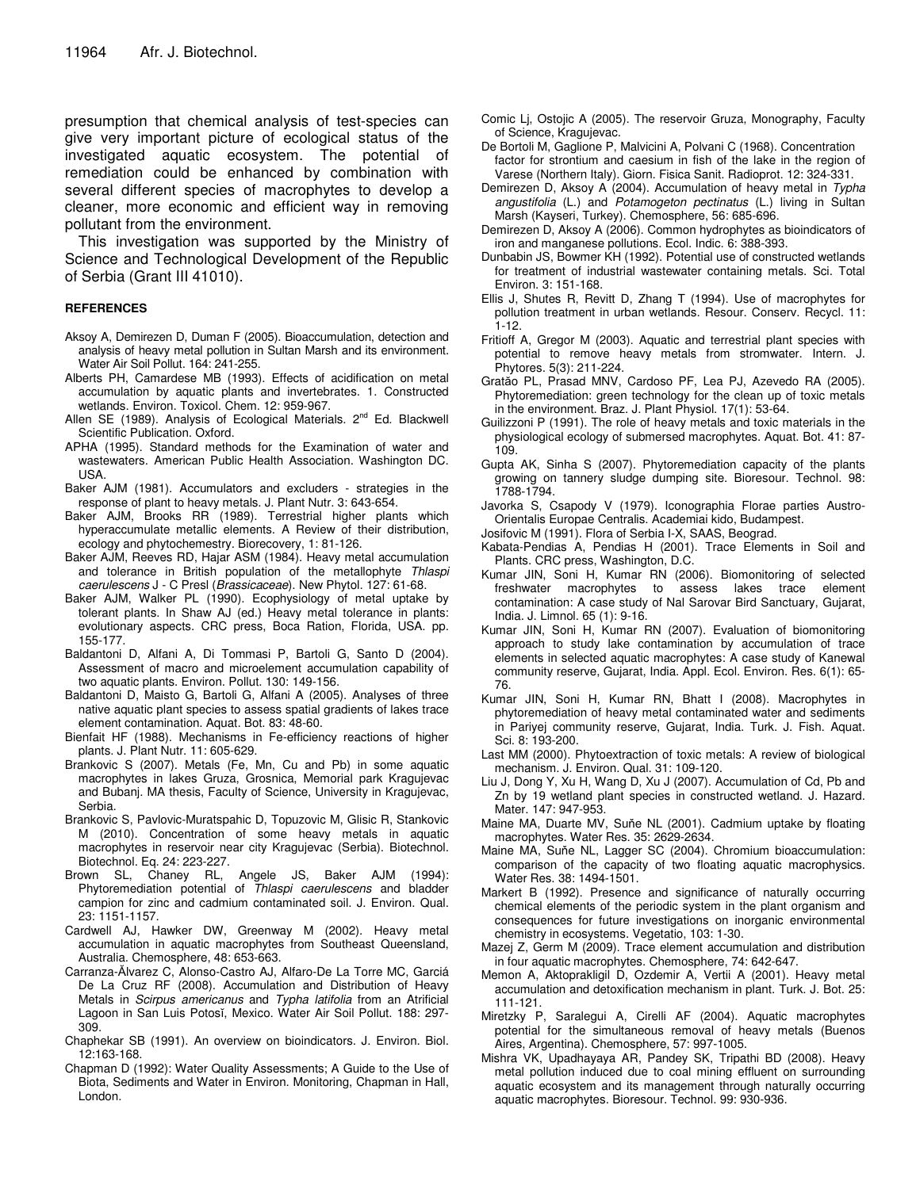presumption that chemical analysis of test-species can give very important picture of ecological status of the investigated aquatic ecosystem. The potential of remediation could be enhanced by combination with several different species of macrophytes to develop a cleaner, more economic and efficient way in removing pollutant from the environment.

This investigation was supported by the Ministry of Science and Technological Development of the Republic of Serbia (Grant III 41010).

## REFERENCES

Aksoy A, Demirezen D, Duman F (2005). Bioaccumulation, detection and analysis of heavy metal pollution in Sultan Marsh and its environment. Water Air Soil Pollut. 164: 241-255.

Alberts PH, Camardese MB (1993). Effects of acidification on metal accumulation by aquatic plants and invertebrates. 1. Constructed wetlands. Environ. Toxicol. Chem. 12: 959-967.

Allen SE (1989). Analysis of Ecological Materials. 2nd Ed. Blackwell Scientific Publication. Oxford.

APHA (1995). Standard methods for the Examination of water and wastewaters. American Public Health Association. Washington DC. USA.

Baker AJM (1981). Accumulators and excluders - strategies in the response of plant to heavy metals. J. Plant Nutr. 3: 643-654.

Baker AJM, Brooks RR (1989). Terrestrial higher plants which hyperaccumulate metallic elements. A Review of their distribution, ecology and phytochemestry. Biorecovery, 1: 81-126.

Baker AJM, Reeves RD, Hajar ASM (1984). Heavy metal accumulation and tolerance in British population of the metallophyte *Thlaspi caerulescens* J - C Presl (*Brassicaceae*). New Phytol. 127: 61-68.

Baker AJM, Walker PL (1990). Ecophysiology of metal uptake by tolerant plants. In Shaw AJ (ed.) Heavy metal tolerance in plants: evolutionary aspects. CRC press, Boca Ration, Florida, USA. pp. 155-177.

Baldantoni D, Alfani A, Di Tommasi P, Bartoli G, Santo D (2004). Assessment of macro and microelement accumulation capability of two aquatic plants. Environ. Pollut. 130: 149-156.

Baldantoni D, Maisto G, Bartoli G, Alfani A (2005). Analyses of three native aquatic plant species to assess spatial gradients of lakes trace element contamination. Aquat. Bot. 83: 48-60.

Bienfait HF (1988). Mechanisms in Fe-efficiency reactions of higher plants. J. Plant Nutr. 11: 605-629.

Brankovic S (2007). Metals (Fe, Mn, Cu and Pb) in some aquatic macrophytes in lakes Gruza, Grosnica, Memorial park Kragujevac and Bubanj. MA thesis, Faculty of Science, University in Kragujevac, Serbia.

Brankovic S, Pavlovic-Muratspahic D, Topuzovic M, Glisic R, Stankovic M (2010). Concentration of some heavy metals in aquatic macrophytes in reservoir near city Kragujevac (Serbia). Biotechnol. Biotechnol. Eq. 24: 223-227.

Brown SL, Chaney RL, Angele JS, Baker AJM (1994): Phytoremediation potential of *Thlaspi caerulescens* and bladder campion for zinc and cadmium contaminated soil. J. Environ. Qual. 23: 1151-1157.

Cardwell AJ, Hawker DW, Greenway M (2002). Heavy metal accumulation in aquatic macrophytes from Southeast Queensland, Australia. Chemosphere, 48: 653-663.

Carranza-Álvarez C, Alonso-Castro AJ, Alfaro-De La Torre MC, Garciá De La Cruz RF (2008). Accumulation and Distribution of Heavy Metals in *Scirpus americanus* and *Typha latifolia* from an Atrificial Lagoon in San Luis Potosĭ, Mexico. Water Air Soil Pollut. 188: 297-309.

Chaphekar SB (1991). An overview on bioindicators. J. Environ. Biol. 12:163-168.

Chapman D (1992): Water Quality Assessments; A Guide to the Use of Biota, Sediments and Water in Environ. Monitoring, Chapman in Hall, London.

Comic Lj, Ostojic A (2005). The reservoir Gruza, Monography, Faculty of Science, Kragujevac.

De Bortoli M, Gaglione P, Malvicini A, Polvani C (1968). Concentration factor for strontium and caesium in fish of the lake in the region of Varese (Northern Italy). Giorn. Fisica Sanit. Radioprot. 12: 324-331.

Demirezen D, Aksoy A (2004). Accumulation of heavy metal in *Typha angustifolia* (L.) and *Potamogeton pectinatus* (L.) living in Sultan Marsh (Kayseri, Turkey). Chemosphere, 56: 685-696.

Demirezen D, Aksoy A (2006). Common hydrophytes as bioindicators of iron and manganese pollutions. Ecol. Indic. 6: 388-393.

Dunbabin JS, Bowmer KH (1992). Potential use of constructed wetlands for treatment of industrial wastewater containing metals. Sci. Total Environ. 3: 151-168.

Ellis J, Shutes R, Revitt D, Zhang T (1994). Use of macrophytes for pollution treatment in urban wetlands. Resour. Conserv. Recycl. 11: 1-12.

Fritioff A, Gregor M (2003). Aquatic and terrestrial plant species with potential to remove heavy metals from stromwater. Intern. J. Phytores. 5(3): 211-224.

Gratão PL, Prasad MNV, Cardoso PF, Lea PJ, Azevedo RA (2005). Phytoremediation: green technology for the clean up of toxic metals in the environment. Braz. J. Plant Physiol. 17(1): 53-64.

Guilizzoni P (1991). The role of heavy metals and toxic materials in the physiological ecology of submersed macrophytes. Aquat. Bot. 41: 87-109.

Gupta AK, Sinha S (2007). Phytoremediation capacity of the plants growing on tannery sludge dumping site. Bioresour. Technol. 98: 1788-1794.

Javorka S, Csapody V (1979). Iconographia Florae parties Austro-Orientalis Europae Centralis. Academiai kido, Budampest.

Josifovic M (1991). Flora of Serbia I-X, SAAS, Beograd.

Kabata-Pendias A, Pendias H (2001). Trace Elements in Soil and Plants. CRC press, Washington, D.C.

Kumar JIN, Soni H, Kumar RN (2006). Biomonitoring of selected freshwater macrophytes to assess lakes trace element contamination: A case study of Nal Sarovar Bird Sanctuary, Gujarat, India. J. Limnol. 65 (1): 9-16.

Kumar JIN, Soni H, Kumar RN (2007). Evaluation of biomonitoring approach to study lake contamination by accumulation of trace elements in selected aquatic macrophytes: A case study of Kanewal community reserve, Gujarat, India. Appl. Ecol. Environ. Res. 6(1): 65-76.

Kumar JIN, Soni H, Kumar RN, Bhatt I (2008). Macrophytes in phytoremediation of heavy metal contaminated water and sediments in Pariyej community reserve, Gujarat, India. Turk. J. Fish. Aquat. Sci. 8: 193-200.

Last MM (2000). Phytoextraction of toxic metals: A review of biological mechanism. J. Environ. Qual. 31: 109-120.

Liu J, Dong Y, Xu H, Wang D, Xu J (2007). Accumulation of Cd, Pb and Zn by 19 wetland plant species in constructed wetland. J. Hazard. Mater. 147: 947-953.

Maine MA, Duarte MV, Suñe NL (2001). Cadmium uptake by floating macrophytes. Water Res. 35: 2629-2634.

Maine MA, Suñe NL, Lagger SC (2004). Chromium bioaccumulation: comparison of the capacity of two floating aquatic macrophysics. Water Res. 38: 1494-1501.

Markert B (1992). Presence and significance of naturally occurring chemical elements of the periodic system in the plant organism and consequences for future investigations on inorganic environmental chemistry in ecosystems. Vegetatio, 103: 1-30.

Mazej Z, Germ M (2009). Trace element accumulation and distribution in four aquatic macrophytes. Chemosphere, 74: 642-647.

Memon A, Aktoprakligil D, Ozdemir A, Vertii A (2001). Heavy metal accumulation and detoxification mechanism in plant. Turk. J. Bot. 25: 111-121.

Miretzky P, Saralegui A, Cirelli AF (2004). Aquatic macrophytes potential for the simultaneous removal of heavy metals (Buenos Aires, Argentina). Chemosphere, 57: 997-1005.

Mishra VK, Upadhayaya AR, Pandey SK, Tripathi BD (2008). Heavy metal pollution induced due to coal mining effluent on surrounding aquatic ecosystem and its management through naturally occurring aquatic macrophytes. Bioresour. Technol. 99: 930-936.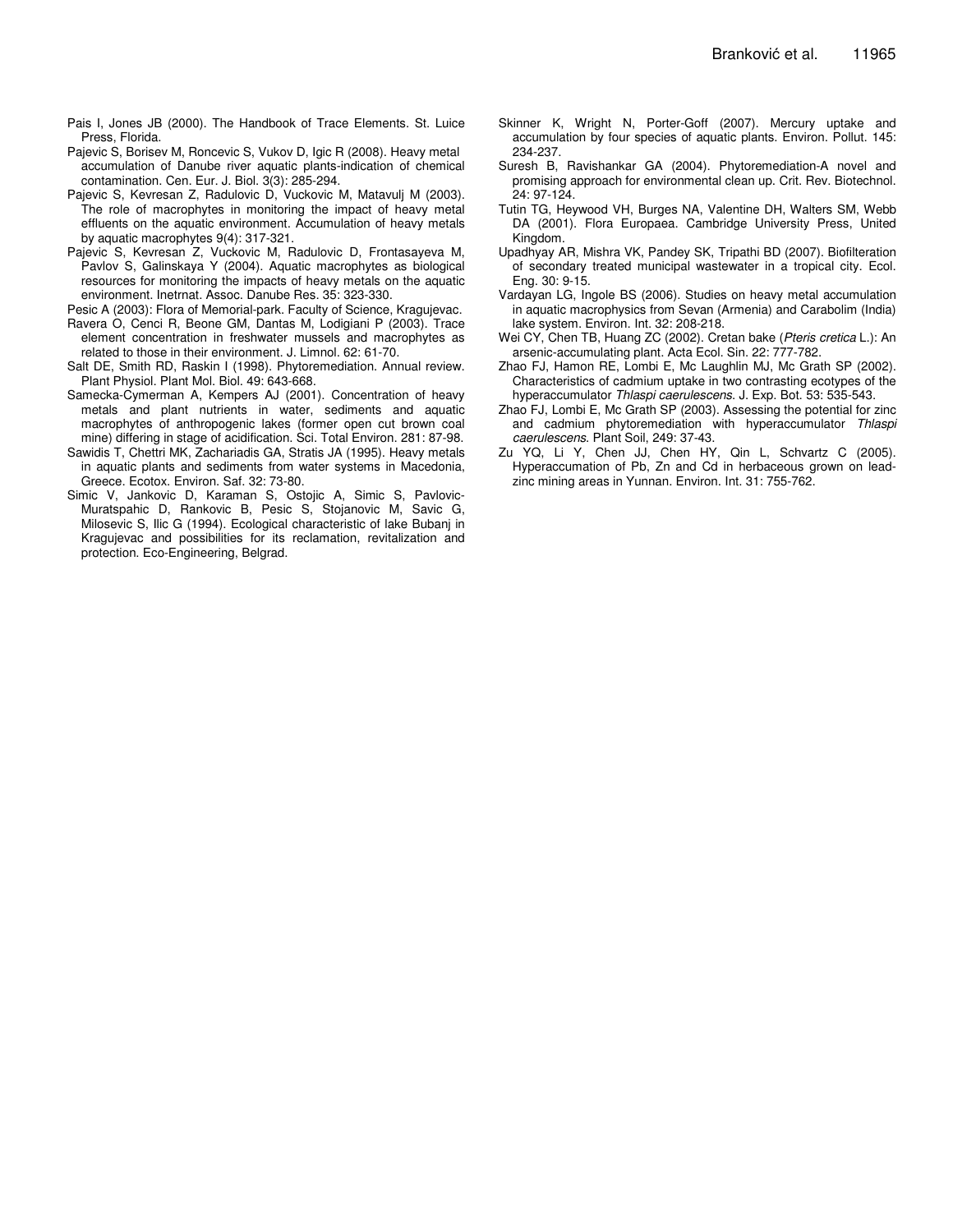Pais I, Jones JB (2000). The Handbook of Trace Elements. St. Luice Press, Florida.

Pajevic S, Borisev M, Roncevic S, Vukov D, Igic R (2008). Heavy metal accumulation of Danube river aquatic plants-indication of chemical contamination. Cen. Eur. J. Biol. 3(3): 285-294.

Pajevic S, Kevresan Z, Radulovic D, Vuckovic M, Matavulj M (2003). The role of macrophytes in monitoring the impact of heavy metal effluents on the aquatic environment. Accumulation of heavy metals by aquatic macrophytes 9(4): 317-321.

Pajevic S, Kevresan Z, Vuckovic M, Radulovic D, Frontasayeva M, Pavlov S, Galinskaya Y (2004). Aquatic macrophytes as biological resources for monitoring the impacts of heavy metals on the aquatic environment. Inetrnat. Assoc. Danube Res. 35: 323-330.

Pesic A (2003): Flora of Memorial-park. Faculty of Science, Kragujevac.

Ravera O, Cenci R, Beone GM, Dantas M, Lodigiani P (2003). Trace element concentration in freshwater mussels and macrophytes as related to those in their environment. J. Limnol. 62: 61-70.

Salt DE, Smith RD, Raskin I (1998). Phytoremediation. Annual review. Plant Physiol. Plant Mol. Biol. 49: 643-668.

Samecka-Cymerman A, Kempers AJ (2001). Concentration of heavy metals and plant nutrients in water, sediments and aquatic macrophytes of anthropogenic lakes (former open cut brown coal mine) differing in stage of acidification. Sci. Total Environ. 281: 87-98.

Sawidis T, Chettri MK, Zachariadis GA, Stratis JA (1995). Heavy metals in aquatic plants and sediments from water systems in Macedonia, Greece. Ecotox. Environ. Saf. 32: 73-80.

Simic V, Jankovic D, Karaman S, Ostojic A, Simic S, Pavlovic-Muratspahic D, Rankovic B, Pesic S, Stojanovic M, Savic G, Milosevic S, Ilic G (1994). Ecological characteristic of lake Bubanj in Kragujevac and possibilities for its reclamation, revitalization and protection. Eco-Engineering, Belgrad.

Skinner K, Wright N, Porter-Goff (2007). Mercury uptake and accumulation by four species of aquatic plants. Environ. Pollut. 145: 234-237.

Suresh B, Ravishankar GA (2004). Phytoremediation-A novel and promising approach for environmental clean up. Crit. Rev. Biotechnol. 24: 97-124.

Tutin TG, Heywood VH, Burges NA, Valentine DH, Walters SM, Webb DA (2001). Flora Europaea. Cambridge University Press, United Kingdom.

Upadhyay AR, Mishra VK, Pandey SK, Tripathi BD (2007). Biofilteration of secondary treated municipal wastewater in a tropical city. Ecol. Eng. 30: 9-15.

Vardayan LG, Ingole BS (2006). Studies on heavy metal accumulation in aquatic macrophysics from Sevan (Armenia) and Carabolim (India) lake system. Environ. Int. 32: 208-218.

Wei CY, Chen TB, Huang ZC (2002). Cretan bake (*Pteris cretica* L.): An arsenic-accumulating plant. Acta Ecol. Sin. 22: 777-782.

Zhao FJ, Hamon RE, Lombi E, Mc Laughlin MJ, Mc Grath SP (2002). Characteristics of cadmium uptake in two contrasting ecotypes of the hyperaccumulator *Thlaspi caerulescens*. J. Exp. Bot. 53: 535-543.

Zhao FJ, Lombi E, Mc Grath SP (2003). Assessing the potential for zinc and cadmium phytoremediation with hyperaccumulator *Thlaspi caerulescens*. Plant Soil, 249: 37-43.

Zu YQ, Li Y, Chen JJ, Chen HY, Qin L, Schvartz C (2005). Hyperaccumation of Pb, Zn and Cd in herbaceous grown on lead-zinc mining areas in Yunnan. Environ. Int. 31: 755-762.